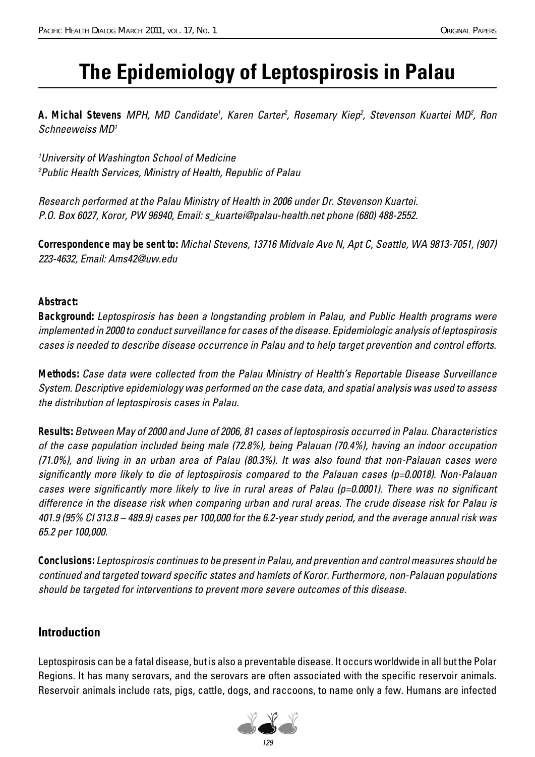# The Epidemiology of Leptospirosis in Palau

**A. Michal Stevens** *MPH, MD Candidate[1], Karen Carter[2], Rosemary Kiep[2], Stevenson Kuartei MD[2], Ron Schneeweiss MD[1]*

*[1]University of Washington School of Medicine*
*[2]Public Health Services, Ministry of Health, Republic of Palau*

*Research performed at the Palau Ministry of Health in 2006 under Dr. Stevenson Kuartei.*
*P.O. Box 6027, Koror, PW 96940, Email: s_kuartei@palau-health.net phone (680) 488-2552.*

**Correspondence may be sent to:** *Michal Stevens, 13716 Midvale Ave N, Apt C, Seattle, WA 9813-7051, (907) 223-4632, Email: Ams42@uw.edu*

**Abstract:**

**Background:** *Leptospirosis has been a longstanding problem in Palau, and Public Health programs were implemented in 2000 to conduct surveillance for cases of the disease. Epidemiologic analysis of leptospirosis cases is needed to describe disease occurrence in Palau and to help target prevention and control efforts.*

**Methods:** *Case data were collected from the Palau Ministry of Health's Reportable Disease Surveillance System. Descriptive epidemiology was performed on the case data, and spatial analysis was used to assess the distribution of leptospirosis cases in Palau.*

**Results:** *Between May of 2000 and June of 2006, 81 cases of leptospirosis occurred in Palau. Characteristics of the case population included being male (72.8%), being Palauan (70.4%), having an indoor occupation (71.0%), and living in an urban area of Palau (80.3%). It was also found that non-Palauan cases were significantly more likely to die of leptospirosis compared to the Palauan cases (p=0.0018). Non-Palauan cases were significantly more likely to live in rural areas of Palau (p=0.0001). There was no significant difference in the disease risk when comparing urban and rural areas. The crude disease risk for Palau is 401.9 (95% CI 313.8 – 489.9) cases per 100,000 for the 6.2-year study period, and the average annual risk was 65.2 per 100,000.*

**Conclusions:** *Leptospirosis continues to be present in Palau, and prevention and control measures should be continued and targeted toward specific states and hamlets of Koror. Furthermore, non-Palauan populations should be targeted for interventions to prevent more severe outcomes of this disease.*

## Introduction

Leptospirosis can be a fatal disease, but is also a preventable disease. It occurs worldwide in all but the Polar Regions. It has many serovars, and the serovars are often associated with the specific reservoir animals. Reservoir animals include rats, pigs, cattle, dogs, and raccoons, to name only a few. Humans are infected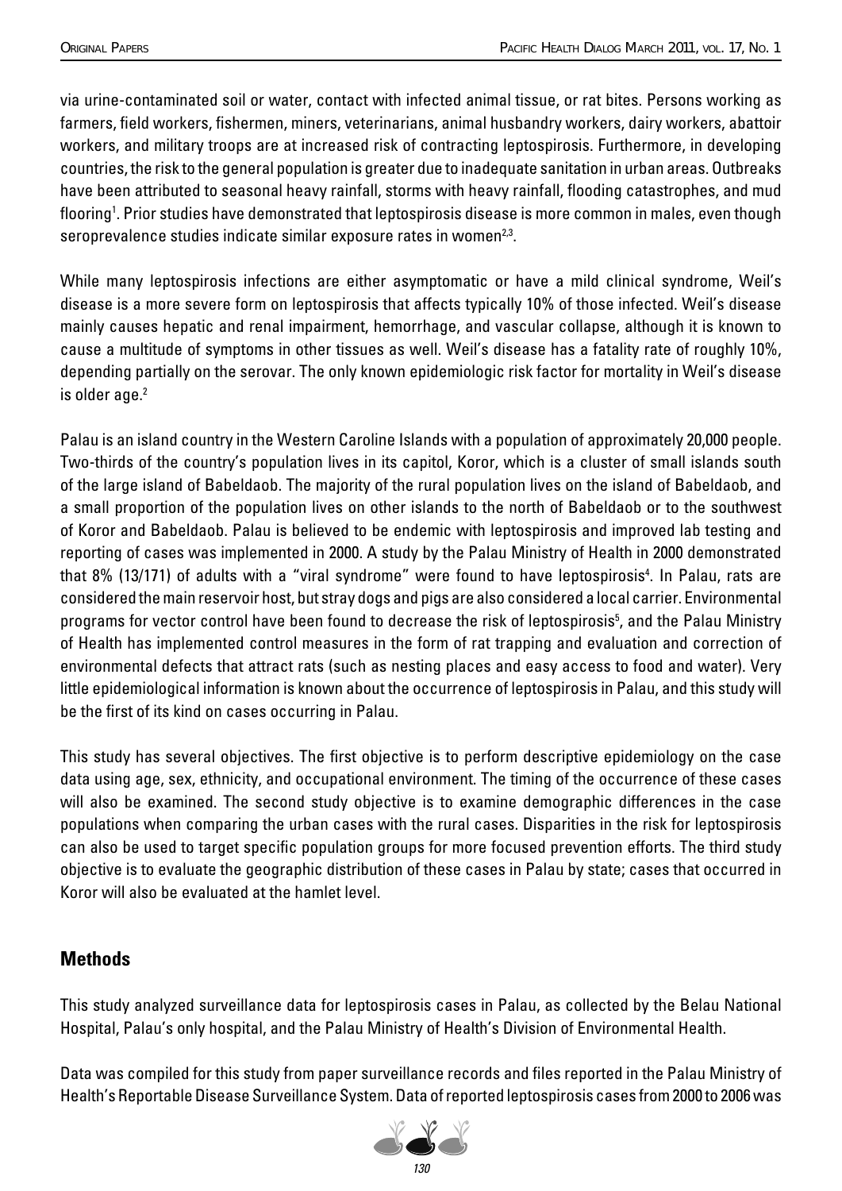via urine-contaminated soil or water, contact with infected animal tissue, or rat bites. Persons working as farmers, field workers, fishermen, miners, veterinarians, animal husbandry workers, dairy workers, abattoir workers, and military troops are at increased risk of contracting leptospirosis. Furthermore, in developing countries, the risk to the general population is greater due to inadequate sanitation in urban areas. Outbreaks have been attributed to seasonal heavy rainfall, storms with heavy rainfall, flooding catastrophes, and mud flooring[1]. Prior studies have demonstrated that leptospirosis disease is more common in males, even though seroprevalence studies indicate similar exposure rates in women[2,3].

While many leptospirosis infections are either asymptomatic or have a mild clinical syndrome, Weil's disease is a more severe form on leptospirosis that affects typically 10% of those infected. Weil's disease mainly causes hepatic and renal impairment, hemorrhage, and vascular collapse, although it is known to cause a multitude of symptoms in other tissues as well. Weil's disease has a fatality rate of roughly 10%, depending partially on the serovar. The only known epidemiologic risk factor for mortality in Weil's disease is older age.[2]

Palau is an island country in the Western Caroline Islands with a population of approximately 20,000 people. Two-thirds of the country's population lives in its capitol, Koror, which is a cluster of small islands south of the large island of Babeldaob. The majority of the rural population lives on the island of Babeldaob, and a small proportion of the population lives on other islands to the north of Babeldaob or to the southwest of Koror and Babeldaob. Palau is believed to be endemic with leptospirosis and improved lab testing and reporting of cases was implemented in 2000. A study by the Palau Ministry of Health in 2000 demonstrated that 8% (13/171) of adults with a "viral syndrome" were found to have leptospirosis[4]. In Palau, rats are considered the main reservoir host, but stray dogs and pigs are also considered a local carrier. Environmental programs for vector control have been found to decrease the risk of leptospirosis[5], and the Palau Ministry of Health has implemented control measures in the form of rat trapping and evaluation and correction of environmental defects that attract rats (such as nesting places and easy access to food and water). Very little epidemiological information is known about the occurrence of leptospirosis in Palau, and this study will be the first of its kind on cases occurring in Palau.

This study has several objectives. The first objective is to perform descriptive epidemiology on the case data using age, sex, ethnicity, and occupational environment. The timing of the occurrence of these cases will also be examined. The second study objective is to examine demographic differences in the case populations when comparing the urban cases with the rural cases. Disparities in the risk for leptospirosis can also be used to target specific population groups for more focused prevention efforts. The third study objective is to evaluate the geographic distribution of these cases in Palau by state; cases that occurred in Koror will also be evaluated at the hamlet level.

## Methods

This study analyzed surveillance data for leptospirosis cases in Palau, as collected by the Belau National Hospital, Palau's only hospital, and the Palau Ministry of Health's Division of Environmental Health.

Data was compiled for this study from paper surveillance records and files reported in the Palau Ministry of Health's Reportable Disease Surveillance System. Data of reported leptospirosis cases from 2000 to 2006 was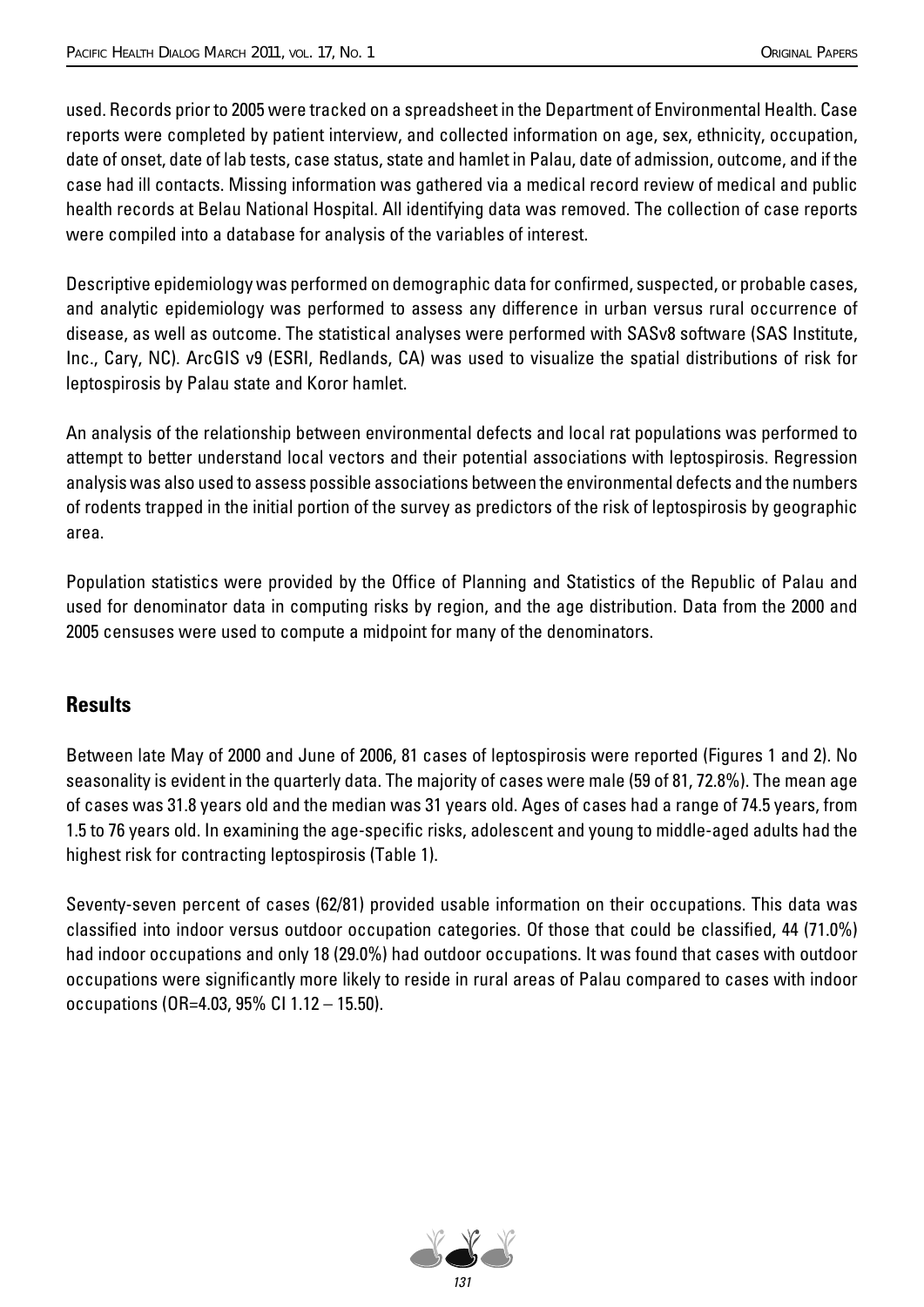used. Records prior to 2005 were tracked on a spreadsheet in the Department of Environmental Health. Case reports were completed by patient interview, and collected information on age, sex, ethnicity, occupation, date of onset, date of lab tests, case status, state and hamlet in Palau, date of admission, outcome, and if the case had ill contacts. Missing information was gathered via a medical record review of medical and public health records at Belau National Hospital. All identifying data was removed. The collection of case reports were compiled into a database for analysis of the variables of interest.

Descriptive epidemiology was performed on demographic data for confirmed, suspected, or probable cases, and analytic epidemiology was performed to assess any difference in urban versus rural occurrence of disease, as well as outcome. The statistical analyses were performed with SASv8 software (SAS Institute, Inc., Cary, NC). ArcGIS v9 (ESRI, Redlands, CA) was used to visualize the spatial distributions of risk for leptospirosis by Palau state and Koror hamlet.

An analysis of the relationship between environmental defects and local rat populations was performed to attempt to better understand local vectors and their potential associations with leptospirosis. Regression analysis was also used to assess possible associations between the environmental defects and the numbers of rodents trapped in the initial portion of the survey as predictors of the risk of leptospirosis by geographic area.

Population statistics were provided by the Office of Planning and Statistics of the Republic of Palau and used for denominator data in computing risks by region, and the age distribution. Data from the 2000 and 2005 censuses were used to compute a midpoint for many of the denominators.

## Results

Between late May of 2000 and June of 2006, 81 cases of leptospirosis were reported (Figures 1 and 2). No seasonality is evident in the quarterly data. The majority of cases were male (59 of 81, 72.8%). The mean age of cases was 31.8 years old and the median was 31 years old. Ages of cases had a range of 74.5 years, from 1.5 to 76 years old. In examining the age-specific risks, adolescent and young to middle-aged adults had the highest risk for contracting leptospirosis (Table 1).

Seventy-seven percent of cases (62/81) provided usable information on their occupations. This data was classified into indoor versus outdoor occupation categories. Of those that could be classified, 44 (71.0%) had indoor occupations and only 18 (29.0%) had outdoor occupations. It was found that cases with outdoor occupations were significantly more likely to reside in rural areas of Palau compared to cases with indoor occupations (OR=4.03, 95% CI 1.12 – 15.50).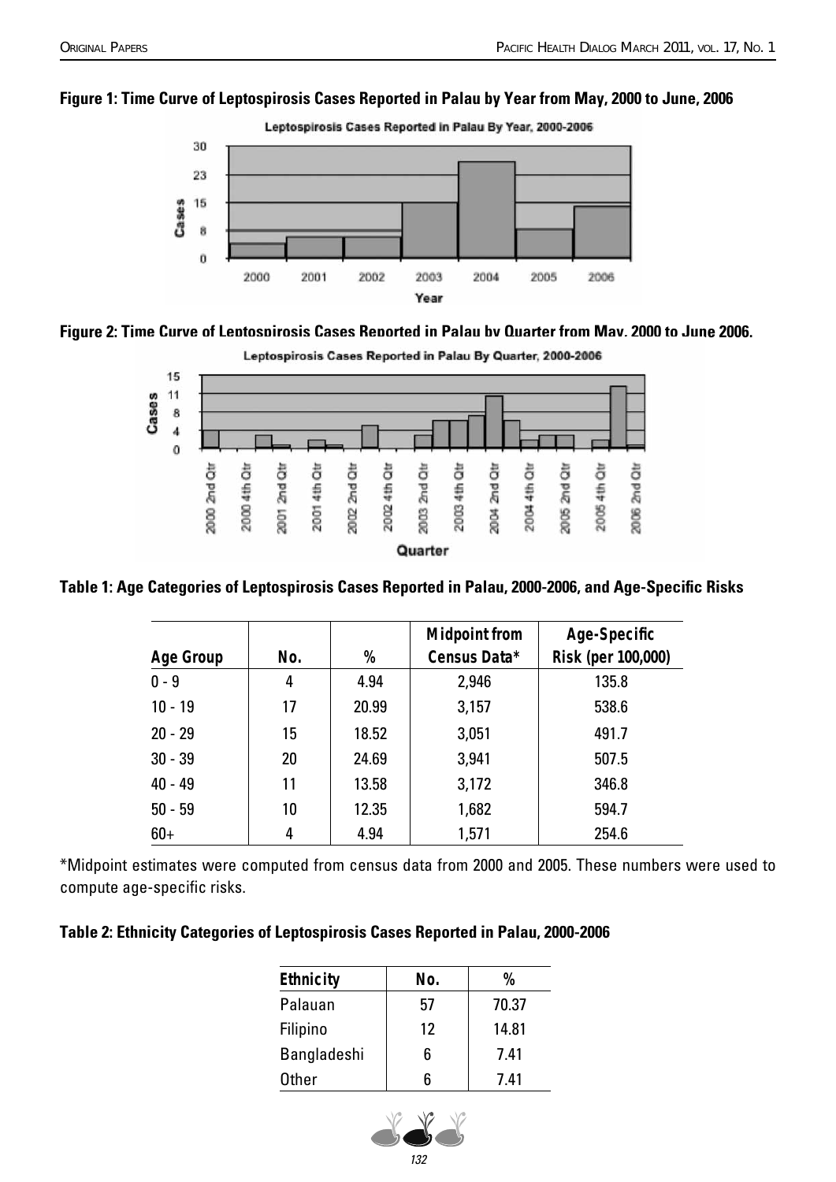**Figure 1: Time Curve of Leptospirosis Cases Reported in Palau by Year from May, 2000 to June, 2006**

**Figure 2: Time Curve of Leptospirosis Cases Reported in Palau by Quarter from May, 2000 to June 2006.**

**Table 1: Age Categories of Leptospirosis Cases Reported in Palau, 2000-2006, and Age-Specific Risks**

| Age Group | No. | % | Midpoint from Census Data* | Age-Specific Risk (per 100,000) |
|---|---|---|---|---|
| 0 - 9 | 4 | 4.94 | 2,946 | 135.8 |
| 10 - 19 | 17 | 20.99 | 3,157 | 538.6 |
| 20 - 29 | 15 | 18.52 | 3,051 | 491.7 |
| 30 - 39 | 20 | 24.69 | 3,941 | 507.5 |
| 40 - 49 | 11 | 13.58 | 3,172 | 346.8 |
| 50 - 59 | 10 | 12.35 | 1,682 | 594.7 |
| 60+ | 4 | 4.94 | 1,571 | 254.6 |

*Midpoint estimates were computed from census data from 2000 and 2005. These numbers were used to compute age-specific risks.

**Table 2: Ethnicity Categories of Leptospirosis Cases Reported in Palau, 2000-2006**

| Ethnicity | No. | % |
|---|---|---|
| Palauan | 57 | 70.37 |
| Filipino | 12 | 14.81 |
| Bangladeshi | 6 | 7.41 |
| Other | 6 | 7.41 |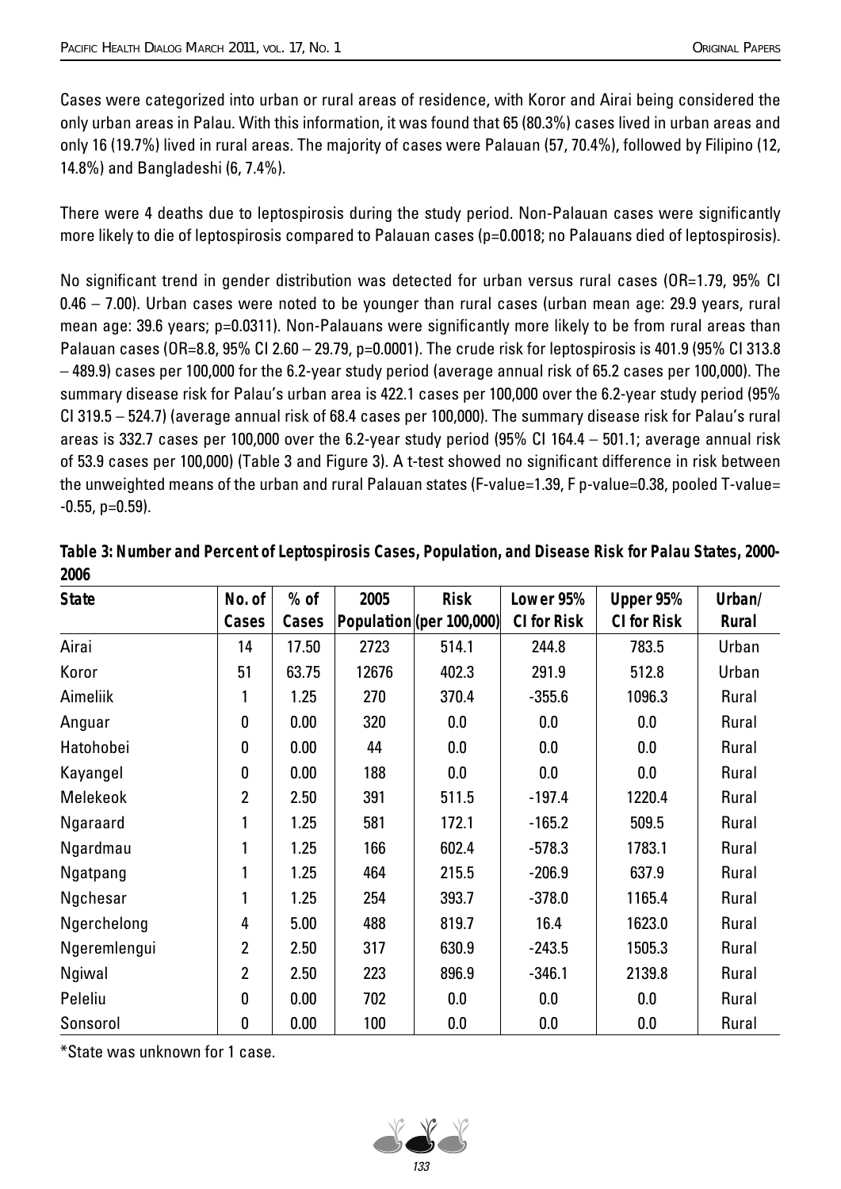Cases were categorized into urban or rural areas of residence, with Koror and Airai being considered the only urban areas in Palau. With this information, it was found that 65 (80.3%) cases lived in urban areas and only 16 (19.7%) lived in rural areas. The majority of cases were Palauan (57, 70.4%), followed by Filipino (12, 14.8%) and Bangladeshi (6, 7.4%).

There were 4 deaths due to leptospirosis during the study period. Non-Palauan cases were significantly more likely to die of leptospirosis compared to Palauan cases (p=0.0018; no Palauans died of leptospirosis).

No significant trend in gender distribution was detected for urban versus rural cases (OR=1.79, 95% CI 0.46 – 7.00). Urban cases were noted to be younger than rural cases (urban mean age: 29.9 years, rural mean age: 39.6 years; p=0.0311). Non-Palauans were significantly more likely to be from rural areas than Palauan cases (OR=8.8, 95% CI 2.60 – 29.79, p=0.0001). The crude risk for leptospirosis is 401.9 (95% CI 313.8 – 489.9) cases per 100,000 for the 6.2-year study period (average annual risk of 65.2 cases per 100,000). The summary disease risk for Palau's urban area is 422.1 cases per 100,000 over the 6.2-year study period (95% CI 319.5 – 524.7) (average annual risk of 68.4 cases per 100,000). The summary disease risk for Palau's rural areas is 332.7 cases per 100,000 over the 6.2-year study period (95% CI 164.4 – 501.1; average annual risk of 53.9 cases per 100,000) (Table 3 and Figure 3). A t-test showed no significant difference in risk between the unweighted means of the urban and rural Palauan states (F-value=1.39, F p-value=0.38, pooled T-value= -0.55, p=0.59).

**Table 3: Number and Percent of Leptospirosis Cases, Population, and Disease Risk for Palau States, 2000-2006**

| State | No. of Cases | % of Cases | 2005 Population | Risk (per 100,000) | Lower 95% CI for Risk | Upper 95% CI for Risk | Urban/ Rural |
|---|---|---|---|---|---|---|---|
| Airai | 14 | 17.50 | 2723 | 514.1 | 244.8 | 783.5 | Urban |
| Koror | 51 | 63.75 | 12676 | 402.3 | 291.9 | 512.8 | Urban |
| Aimeliik | 1 | 1.25 | 270 | 370.4 | -355.6 | 1096.3 | Rural |
| Anguar | 0 | 0.00 | 320 | 0.0 | 0.0 | 0.0 | Rural |
| Hatohobei | 0 | 0.00 | 44 | 0.0 | 0.0 | 0.0 | Rural |
| Kayangel | 0 | 0.00 | 188 | 0.0 | 0.0 | 0.0 | Rural |
| Melekeok | 2 | 2.50 | 391 | 511.5 | -197.4 | 1220.4 | Rural |
| Ngaraard | 1 | 1.25 | 581 | 172.1 | -165.2 | 509.5 | Rural |
| Ngardmau | 1 | 1.25 | 166 | 602.4 | -578.3 | 1783.1 | Rural |
| Ngatpang | 1 | 1.25 | 464 | 215.5 | -206.9 | 637.9 | Rural |
| Ngchesar | 1 | 1.25 | 254 | 393.7 | -378.0 | 1165.4 | Rural |
| Ngerchelong | 4 | 5.00 | 488 | 819.7 | 16.4 | 1623.0 | Rural |
| Ngeremlengui | 2 | 2.50 | 317 | 630.9 | -243.5 | 1505.3 | Rural |
| Ngiwal | 2 | 2.50 | 223 | 896.9 | -346.1 | 2139.8 | Rural |
| Peleliu | 0 | 0.00 | 702 | 0.0 | 0.0 | 0.0 | Rural |
| Sonsorol | 0 | 0.00 | 100 | 0.0 | 0.0 | 0.0 | Rural |

*State was unknown for 1 case.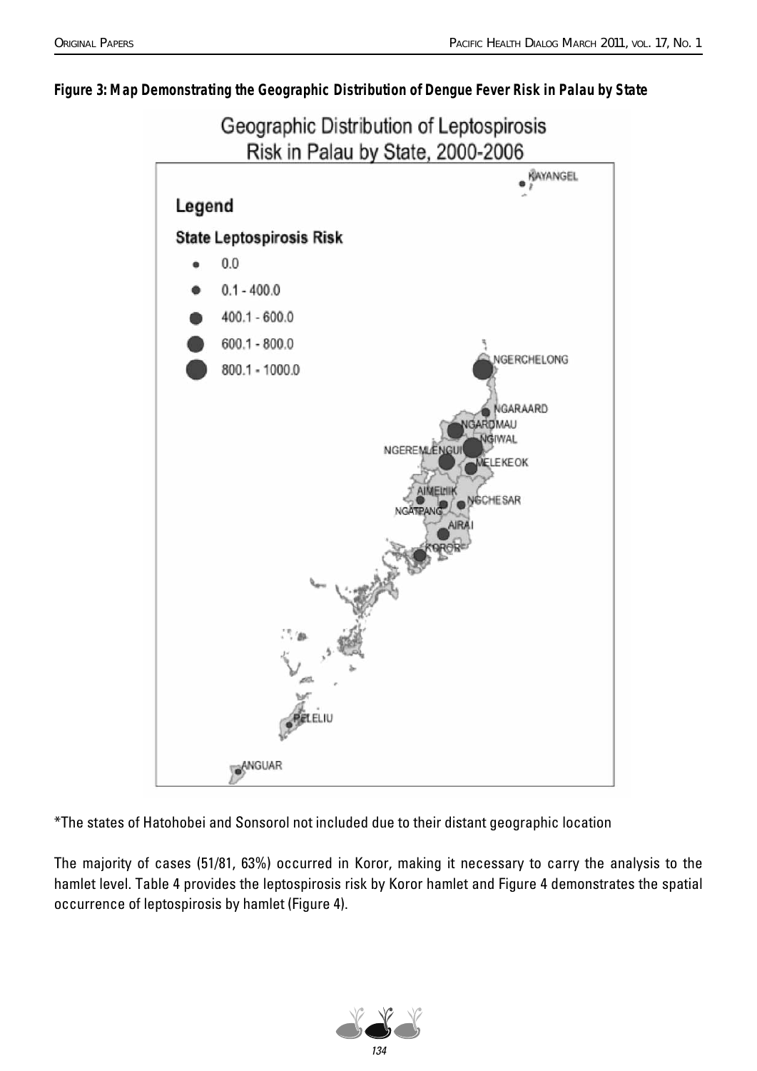**Figure 3: Map Demonstrating the Geographic Distribution of Dengue Fever Risk in Palau by State**

Geographic Distribution of Leptospirosis Risk in Palau by State, 2000-2006

Legend

State Leptospirosis Risk

- 0.0
- 0.1 - 400.0
- 400.1 - 600.0
- 600.1 - 800.0
- 800.1 - 1000.0

KAYANGEL, NGERCHELONG, NGARAARD, NGARDMAU, NGIWAL, NGEREMLENGUI, MELEKEOK, AIMELIIK, NGCHESAR, NGATPANG, AIRAI, KOROR, PELELIU, ANGUAR

*The states of Hatohobei and Sonsorol not included due to their distant geographic location

The majority of cases (51/81, 63%) occurred in Koror, making it necessary to carry the analysis to the hamlet level. Table 4 provides the leptospirosis risk by Koror hamlet and Figure 4 demonstrates the spatial occurrence of leptospirosis by hamlet (Figure 4).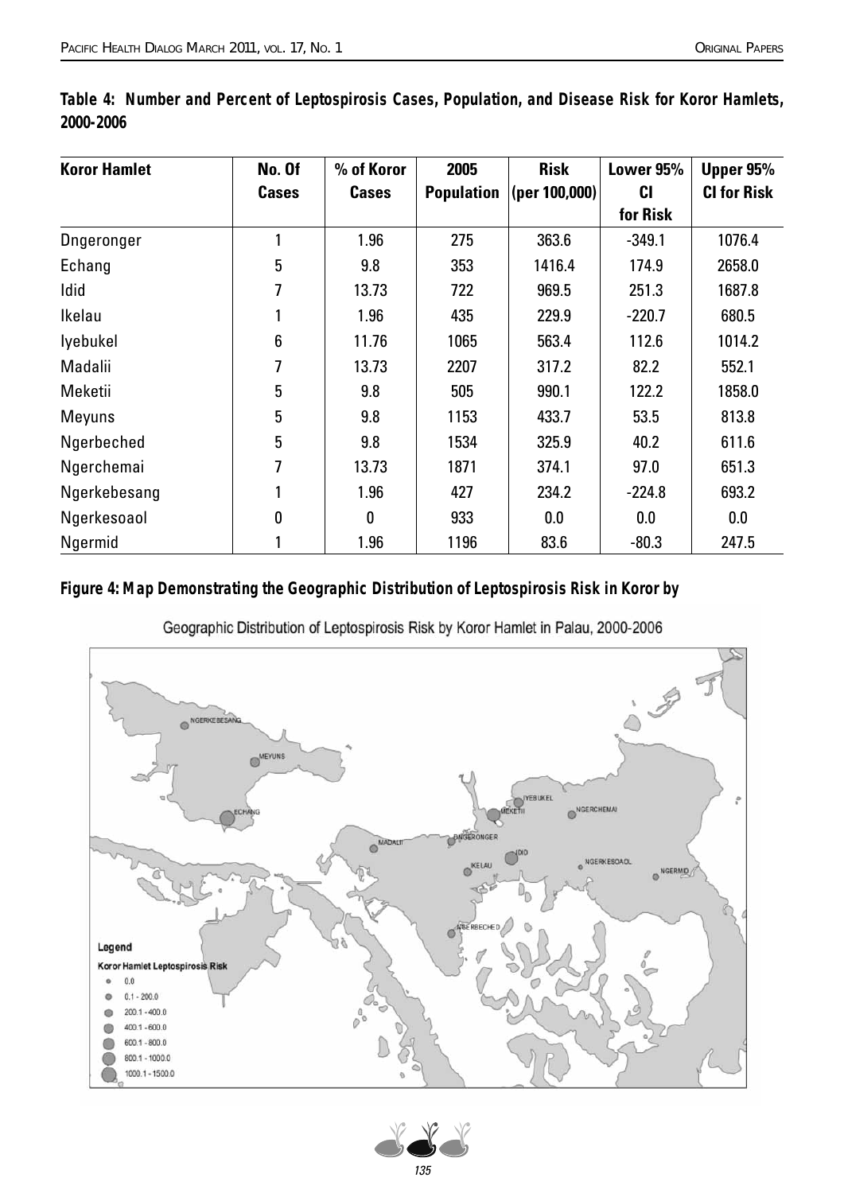**Table 4: Number and Percent of Leptospirosis Cases, Population, and Disease Risk for Koror Hamlets, 2000-2006**

| Koror Hamlet | No. Of Cases | % of Koror Cases | 2005 Population | Risk (per 100,000) | Lower 95% CI for Risk | Upper 95% CI for Risk |
|---|---|---|---|---|---|---|
| Dngeronger | 1 | 1.96 | 275 | 363.6 | -349.1 | 1076.4 |
| Echang | 5 | 9.8 | 353 | 1416.4 | 174.9 | 2658.0 |
| Idid | 7 | 13.73 | 722 | 969.5 | 251.3 | 1687.8 |
| Ikelau | 1 | 1.96 | 435 | 229.9 | -220.7 | 680.5 |
| Iyebukel | 6 | 11.76 | 1065 | 563.4 | 112.6 | 1014.2 |
| Madalii | 7 | 13.73 | 2207 | 317.2 | 82.2 | 552.1 |
| Meketii | 5 | 9.8 | 505 | 990.1 | 122.2 | 1858.0 |
| Meyuns | 5 | 9.8 | 1153 | 433.7 | 53.5 | 813.8 |
| Ngerbeched | 5 | 9.8 | 1534 | 325.9 | 40.2 | 611.6 |
| Ngerchemai | 7 | 13.73 | 1871 | 374.1 | 97.0 | 651.3 |
| Ngerkebesang | 1 | 1.96 | 427 | 234.2 | -224.8 | 693.2 |
| Ngerkesoaol | 0 | 0 | 933 | 0.0 | 0.0 | 0.0 |
| Ngermid | 1 | 1.96 | 1196 | 83.6 | -80.3 | 247.5 |

**Figure 4: Map Demonstrating the Geographic Distribution of Leptospirosis Risk in Koror by**

Geographic Distribution of Leptospirosis Risk by Koror Hamlet in Palau, 2000-2006

Legend
Koror Hamlet Leptospirosis Risk
- 0.0
- 0.1 - 200.0
- 200.1 - 400.0
- 400.1 - 600.0
- 600.1 - 800.0
- 800.1 - 1000.0
- 1000.1 - 1500.0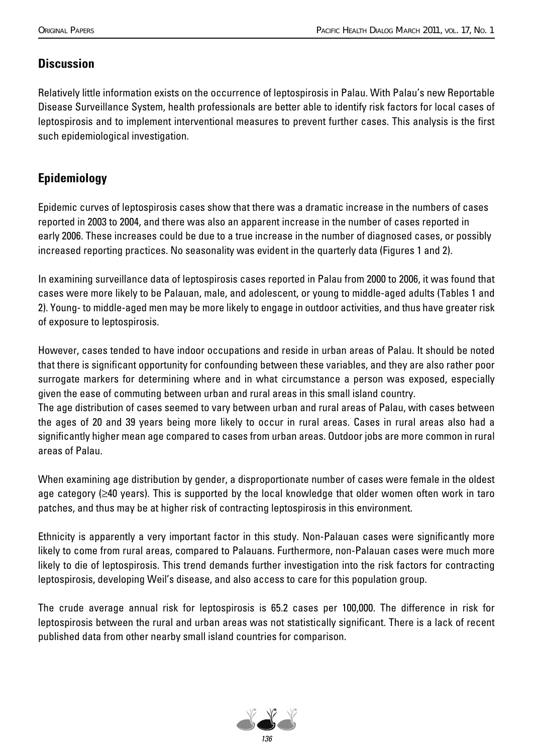## Discussion

Relatively little information exists on the occurrence of leptospirosis in Palau. With Palau's new Reportable Disease Surveillance System, health professionals are better able to identify risk factors for local cases of leptospirosis and to implement interventional measures to prevent further cases. This analysis is the first such epidemiological investigation.

## Epidemiology

Epidemic curves of leptospirosis cases show that there was a dramatic increase in the numbers of cases reported in 2003 to 2004, and there was also an apparent increase in the number of cases reported in early 2006. These increases could be due to a true increase in the number of diagnosed cases, or possibly increased reporting practices. No seasonality was evident in the quarterly data (Figures 1 and 2).

In examining surveillance data of leptospirosis cases reported in Palau from 2000 to 2006, it was found that cases were more likely to be Palauan, male, and adolescent, or young to middle-aged adults (Tables 1 and 2). Young- to middle-aged men may be more likely to engage in outdoor activities, and thus have greater risk of exposure to leptospirosis.

However, cases tended to have indoor occupations and reside in urban areas of Palau. It should be noted that there is significant opportunity for confounding between these variables, and they are also rather poor surrogate markers for determining where and in what circumstance a person was exposed, especially given the ease of commuting between urban and rural areas in this small island country.

The age distribution of cases seemed to vary between urban and rural areas of Palau, with cases between the ages of 20 and 39 years being more likely to occur in rural areas. Cases in rural areas also had a significantly higher mean age compared to cases from urban areas. Outdoor jobs are more common in rural areas of Palau.

When examining age distribution by gender, a disproportionate number of cases were female in the oldest age category (≥40 years). This is supported by the local knowledge that older women often work in taro patches, and thus may be at higher risk of contracting leptospirosis in this environment.

Ethnicity is apparently a very important factor in this study. Non-Palauan cases were significantly more likely to come from rural areas, compared to Palauans. Furthermore, non-Palauan cases were much more likely to die of leptospirosis. This trend demands further investigation into the risk factors for contracting leptospirosis, developing Weil's disease, and also access to care for this population group.

The crude average annual risk for leptospirosis is 65.2 cases per 100,000. The difference in risk for leptospirosis between the rural and urban areas was not statistically significant. There is a lack of recent published data from other nearby small island countries for comparison.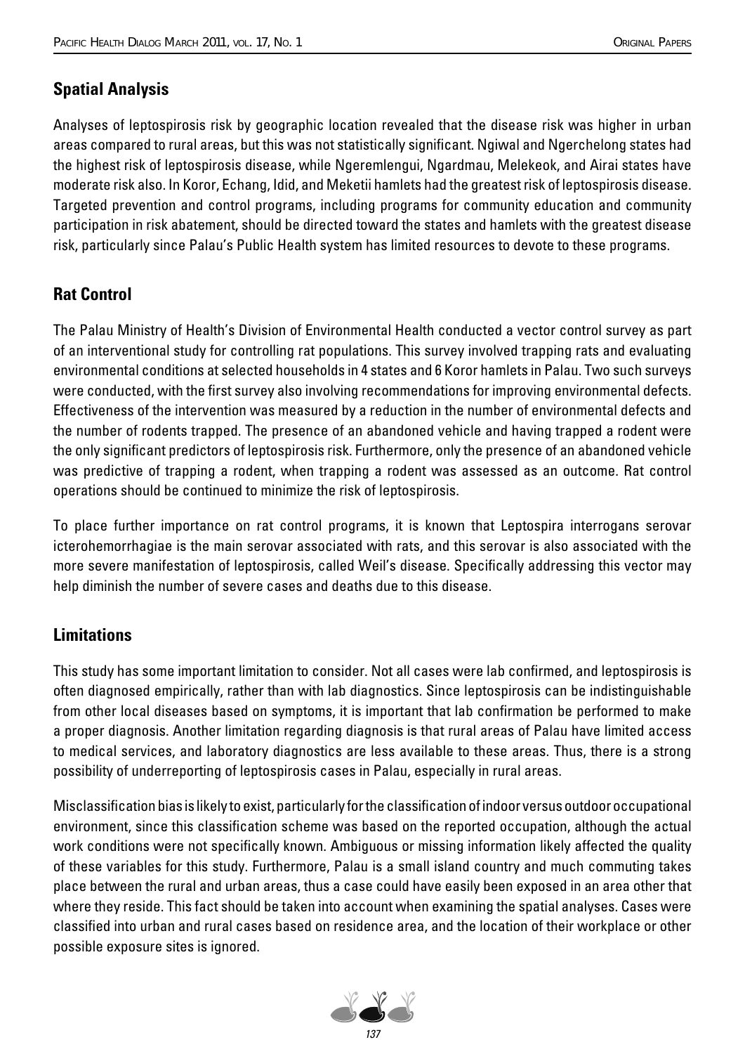## Spatial Analysis

Analyses of leptospirosis risk by geographic location revealed that the disease risk was higher in urban areas compared to rural areas, but this was not statistically significant. Ngiwal and Ngerchelong states had the highest risk of leptospirosis disease, while Ngeremlengui, Ngardmau, Melekeok, and Airai states have moderate risk also. In Koror, Echang, Idid, and Meketii hamlets had the greatest risk of leptospirosis disease. Targeted prevention and control programs, including programs for community education and community participation in risk abatement, should be directed toward the states and hamlets with the greatest disease risk, particularly since Palau's Public Health system has limited resources to devote to these programs.

## Rat Control

The Palau Ministry of Health's Division of Environmental Health conducted a vector control survey as part of an interventional study for controlling rat populations. This survey involved trapping rats and evaluating environmental conditions at selected households in 4 states and 6 Koror hamlets in Palau. Two such surveys were conducted, with the first survey also involving recommendations for improving environmental defects. Effectiveness of the intervention was measured by a reduction in the number of environmental defects and the number of rodents trapped. The presence of an abandoned vehicle and having trapped a rodent were the only significant predictors of leptospirosis risk. Furthermore, only the presence of an abandoned vehicle was predictive of trapping a rodent, when trapping a rodent was assessed as an outcome. Rat control operations should be continued to minimize the risk of leptospirosis.

To place further importance on rat control programs, it is known that Leptospira interrogans serovar icterohemorrhagiae is the main serovar associated with rats, and this serovar is also associated with the more severe manifestation of leptospirosis, called Weil's disease. Specifically addressing this vector may help diminish the number of severe cases and deaths due to this disease.

## Limitations

This study has some important limitation to consider. Not all cases were lab confirmed, and leptospirosis is often diagnosed empirically, rather than with lab diagnostics. Since leptospirosis can be indistinguishable from other local diseases based on symptoms, it is important that lab confirmation be performed to make a proper diagnosis. Another limitation regarding diagnosis is that rural areas of Palau have limited access to medical services, and laboratory diagnostics are less available to these areas. Thus, there is a strong possibility of underreporting of leptospirosis cases in Palau, especially in rural areas.

Misclassification bias is likely to exist, particularly for the classification of indoor versus outdoor occupational environment, since this classification scheme was based on the reported occupation, although the actual work conditions were not specifically known. Ambiguous or missing information likely affected the quality of these variables for this study. Furthermore, Palau is a small island country and much commuting takes place between the rural and urban areas, thus a case could have easily been exposed in an area other that where they reside. This fact should be taken into account when examining the spatial analyses. Cases were classified into urban and rural cases based on residence area, and the location of their workplace or other possible exposure sites is ignored.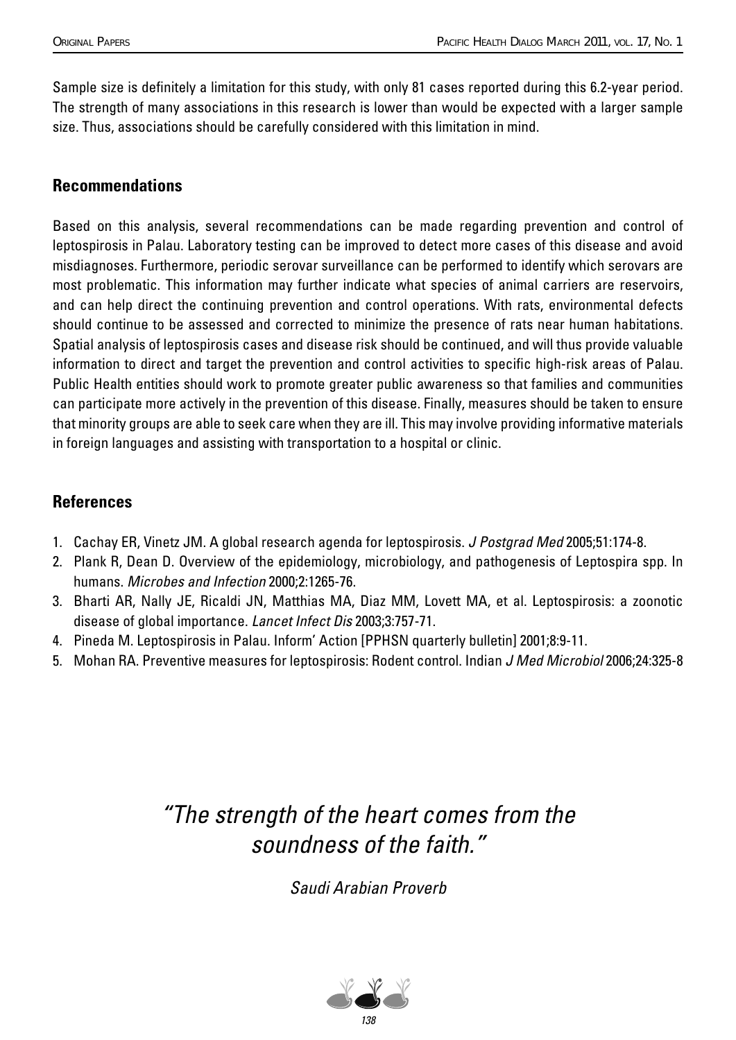Sample size is definitely a limitation for this study, with only 81 cases reported during this 6.2-year period. The strength of many associations in this research is lower than would be expected with a larger sample size. Thus, associations should be carefully considered with this limitation in mind.

## Recommendations

Based on this analysis, several recommendations can be made regarding prevention and control of leptospirosis in Palau. Laboratory testing can be improved to detect more cases of this disease and avoid misdiagnoses. Furthermore, periodic serovar surveillance can be performed to identify which serovars are most problematic. This information may further indicate what species of animal carriers are reservoirs, and can help direct the continuing prevention and control operations. With rats, environmental defects should continue to be assessed and corrected to minimize the presence of rats near human habitations. Spatial analysis of leptospirosis cases and disease risk should be continued, and will thus provide valuable information to direct and target the prevention and control activities to specific high-risk areas of Palau. Public Health entities should work to promote greater public awareness so that families and communities can participate more actively in the prevention of this disease. Finally, measures should be taken to ensure that minority groups are able to seek care when they are ill. This may involve providing informative materials in foreign languages and assisting with transportation to a hospital or clinic.

## References

1. Cachay ER, Vinetz JM. A global research agenda for leptospirosis. *J Postgrad Med* 2005;51:174-8.
2. Plank R, Dean D. Overview of the epidemiology, microbiology, and pathogenesis of Leptospira spp. In humans. *Microbes and Infection* 2000;2:1265-76.
3. Bharti AR, Nally JE, Ricaldi JN, Matthias MA, Diaz MM, Lovett MA, et al. Leptospirosis: a zoonotic disease of global importance. *Lancet Infect Dis* 2003;3:757-71.
4. Pineda M. Leptospirosis in Palau. Inform' Action [PPHSN quarterly bulletin] 2001;8:9-11.
5. Mohan RA. Preventive measures for leptospirosis: Rodent control. Indian *J Med Microbiol* 2006;24:325-8

*"The strength of the heart comes from the soundness of the faith."*

*Saudi Arabian Proverb*